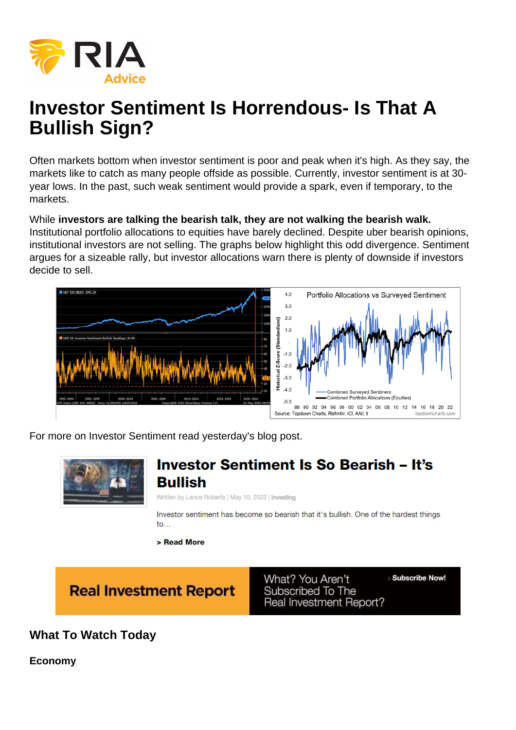# Investor Sentiment Is Horrendous- Is That A Bullish Sign?

Often markets bottom when investor sentiment is poor and peak when it's high. As they say, the markets like to catch as many people offside as possible. Currently, investor sentiment is at 30-year lows. In the past, such weak sentiment would provide a spark, even if temporary, to the markets.

While **investors are talking the bearish talk, they are not walking the bearish walk.** Institutional portfolio allocations to equities have barely declined. Despite uber bearish opinions, institutional investors are not selling. The graphs below highlight this odd divergence. Sentiment argues for a sizeable rally, but investor allocations warn there is plenty of downside if investors decide to sell.

For more on Investor Sentiment read yesterday's blog post.

**Investor Sentiment Is So Bearish – It's Bullish**

Written by Lance Roberts | May 10, 2022 | Investing

Investor sentiment has become so bearish that it's bullish. One of the hardest things to…

> Read More

Real Investment Report — What? You Aren't Subscribed To The Real Investment Report? › Subscribe Now!

## What To Watch Today

### Economy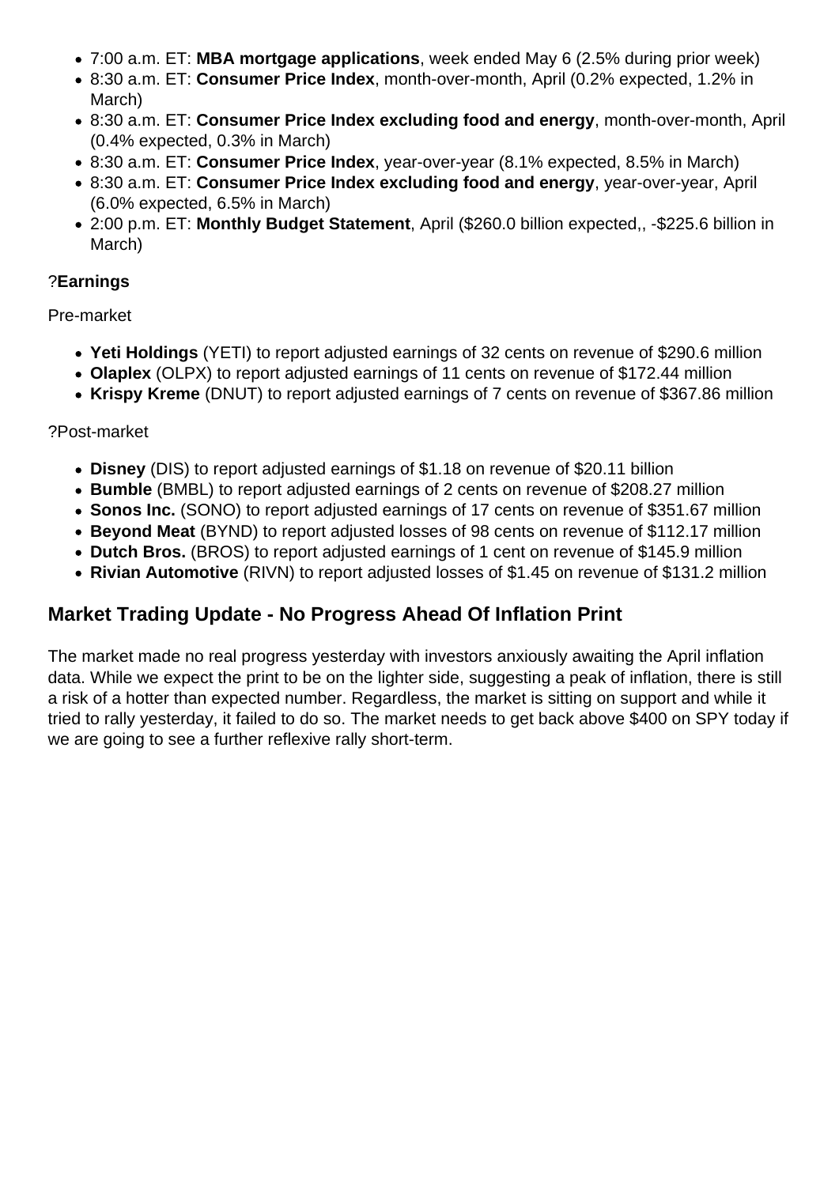- 7:00 a.m. ET: **MBA mortgage applications**, week ended May 6 (2.5% during prior week)
- 8:30 a.m. ET: **Consumer Price Index**, month-over-month, April (0.2% expected, 1.2% in March)
- 8:30 a.m. ET: **Consumer Price Index excluding food and energy**, month-over-month, April (0.4% expected, 0.3% in March)
- 8:30 a.m. ET: **Consumer Price Index**, year-over-year (8.1% expected, 8.5% in March)
- 8:30 a.m. ET: **Consumer Price Index excluding food and energy**, year-over-year, April (6.0% expected, 6.5% in March)
- 2:00 p.m. ET: **Monthly Budget Statement**, April ($260.0 billion expected,, -$225.6 billion in March)

?**Earnings**

Pre-market

- **Yeti Holdings** (YETI) to report adjusted earnings of 32 cents on revenue of $290.6 million
- **Olaplex** (OLPX) to report adjusted earnings of 11 cents on revenue of $172.44 million
- **Krispy Kreme** (DNUT) to report adjusted earnings of 7 cents on revenue of $367.86 million

?Post-market

- **Disney** (DIS) to report adjusted earnings of $1.18 on revenue of $20.11 billion
- **Bumble** (BMBL) to report adjusted earnings of 2 cents on revenue of $208.27 million
- **Sonos Inc.** (SONO) to report adjusted earnings of 17 cents on revenue of $351.67 million
- **Beyond Meat** (BYND) to report adjusted losses of 98 cents on revenue of $112.17 million
- **Dutch Bros.** (BROS) to report adjusted earnings of 1 cent on revenue of $145.9 million
- **Rivian Automotive** (RIVN) to report adjusted losses of $1.45 on revenue of $131.2 million

## Market Trading Update - No Progress Ahead Of Inflation Print

The market made no real progress yesterday with investors anxiously awaiting the April inflation data. While we expect the print to be on the lighter side, suggesting a peak of inflation, there is still a risk of a hotter than expected number. Regardless, the market is sitting on support and while it tried to rally yesterday, it failed to do so. The market needs to get back above $400 on SPY today if we are going to see a further reflexive rally short-term.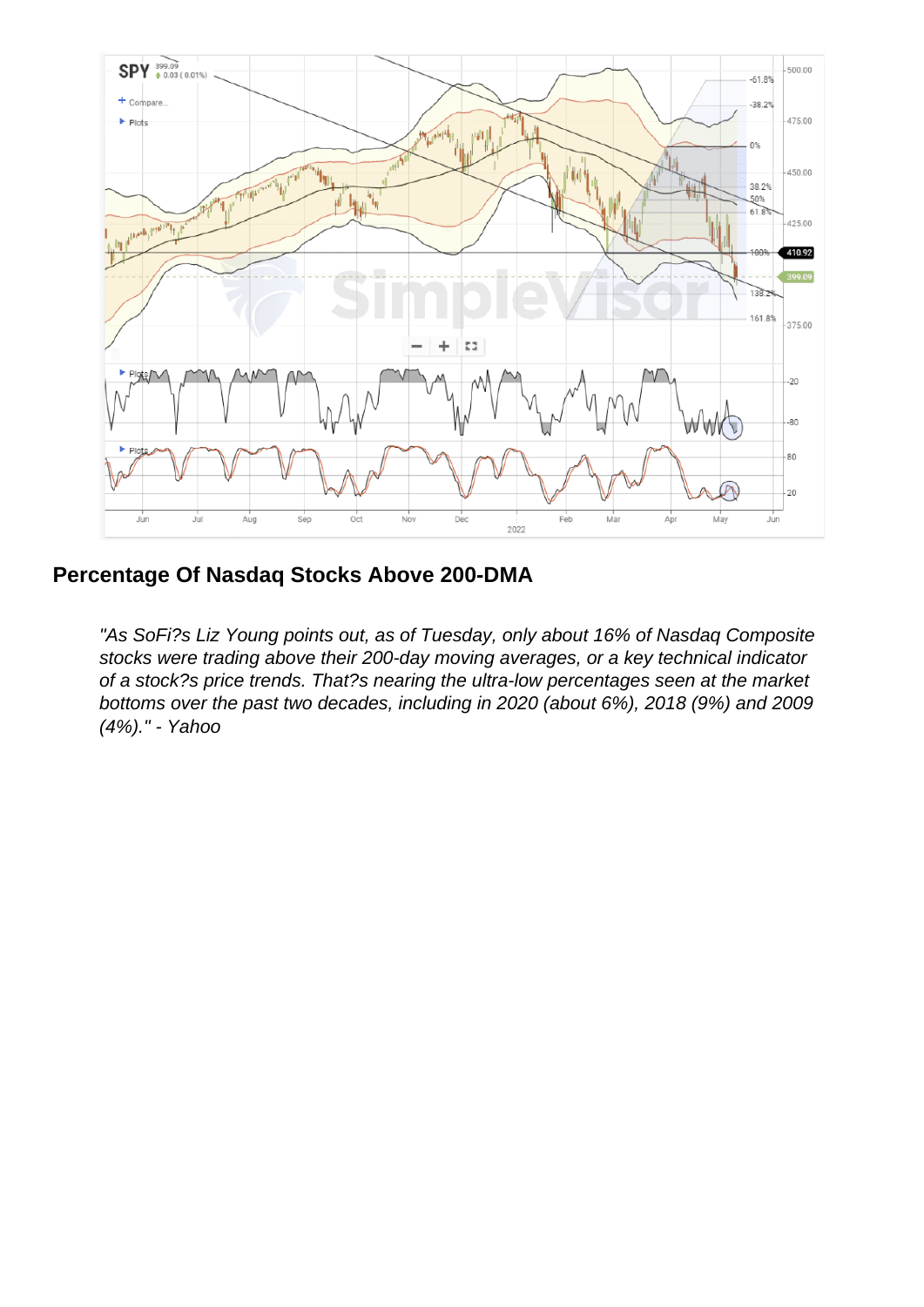## Percentage Of Nasdaq Stocks Above 200-DMA

> *"As SoFi?s Liz Young points out, as of Tuesday, only about 16% of Nasdaq Composite stocks were trading above their 200-day moving averages, or a key technical indicator of a stock?s price trends. That?s nearing the ultra-low percentages seen at the market bottoms over the past two decades, including in 2020 (about 6%), 2018 (9%) and 2009 (4%)." - Yahoo*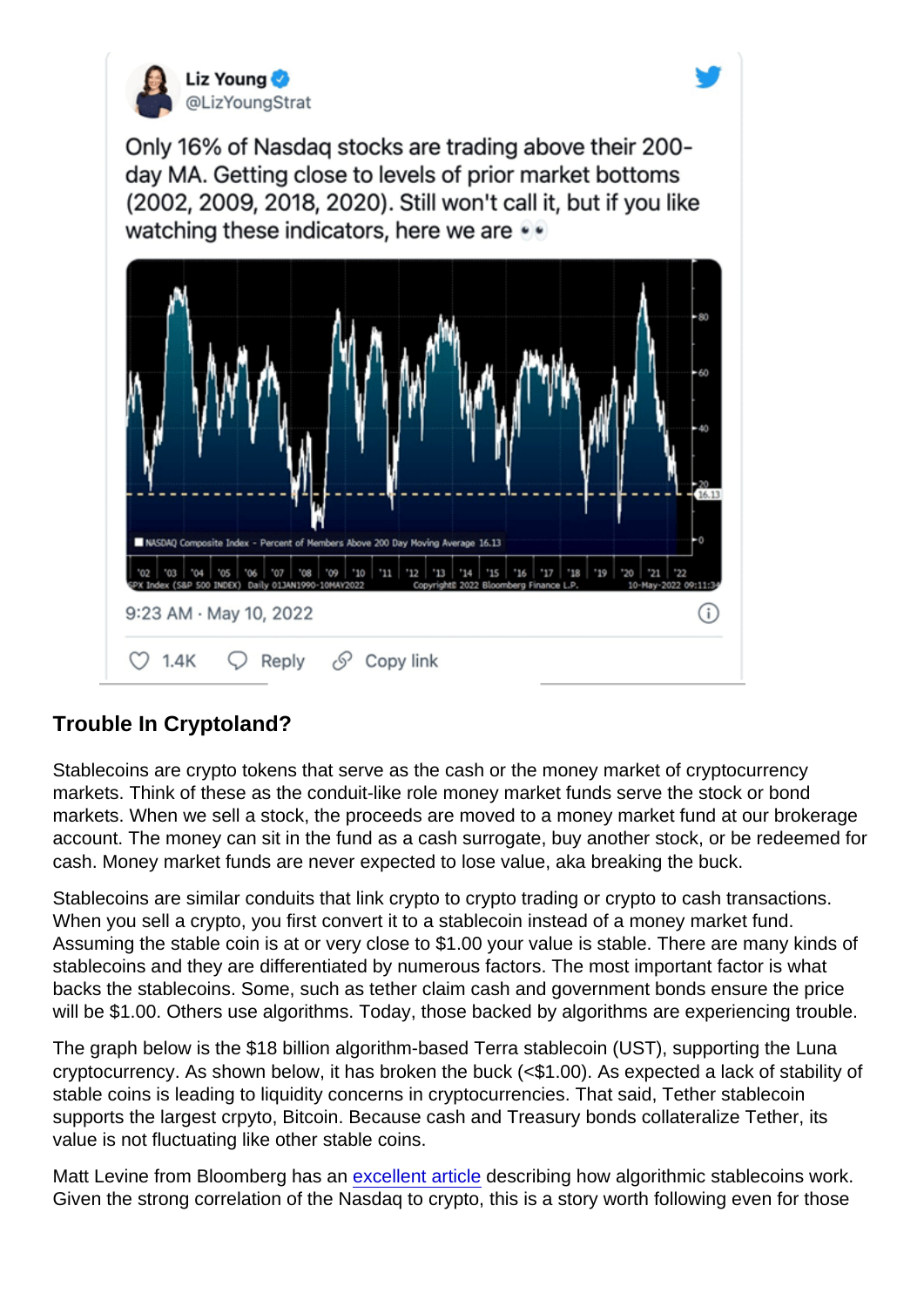Liz Young @LizYoungStrat

Only 16% of Nasdaq stocks are trading above their 200-day MA. Getting close to levels of prior market bottoms (2002, 2009, 2018, 2020). Still won't call it, but if you like watching these indicators, here we are 👀

9:23 AM · May 10, 2022

1.4K Reply Copy link

### Trouble In Cryptoland?

Stablecoins are crypto tokens that serve as the cash or the money market of cryptocurrency markets. Think of these as the conduit-like role money market funds serve the stock or bond markets. When we sell a stock, the proceeds are moved to a money market fund at our brokerage account. The money can sit in the fund as a cash surrogate, buy another stock, or be redeemed for cash. Money market funds are never expected to lose value, aka breaking the buck.

Stablecoins are similar conduits that link crypto to crypto trading or crypto to cash transactions. When you sell a crypto, you first convert it to a stablecoin instead of a money market fund. Assuming the stable coin is at or very close to $1.00 your value is stable. There are many kinds of stablecoins and they are differentiated by numerous factors. The most important factor is what backs the stablecoins. Some, such as tether claim cash and government bonds ensure the price will be $1.00. Others use algorithms. Today, those backed by algorithms are experiencing trouble.

The graph below is the $18 billion algorithm-based Terra stablecoin (UST), supporting the Luna cryptocurrency. As shown below, it has broken the buck (<$1.00). As expected a lack of stability of stable coins is leading to liquidity concerns in cryptocurrencies. That said, Tether stablecoin supports the largest crpyto, Bitcoin. Because cash and Treasury bonds collateralize Tether, its value is not fluctuating like other stable coins.

Matt Levine from Bloomberg has an excellent article describing how algorithmic stablecoins work. Given the strong correlation of the Nasdaq to crypto, this is a story worth following even for those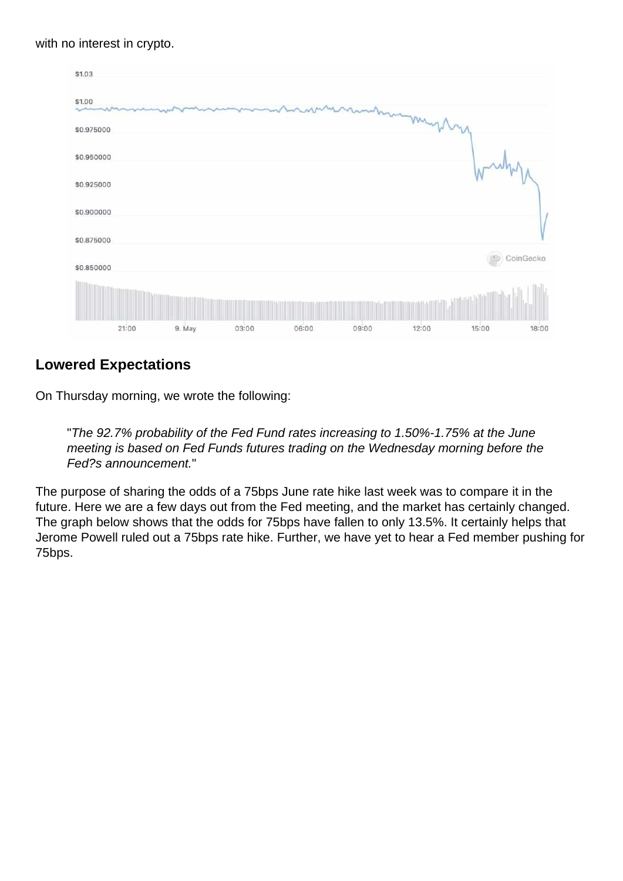with no interest in crypto.

## Lowered Expectations

On Thursday morning, we wrote the following:

> "*The 92.7% probability of the Fed Fund rates increasing to 1.50%-1.75% at the June meeting is based on Fed Funds futures trading on the Wednesday morning before the Fed?s announcement.*"

The purpose of sharing the odds of a 75bps June rate hike last week was to compare it in the future. Here we are a few days out from the Fed meeting, and the market has certainly changed. The graph below shows that the odds for 75bps have fallen to only 13.5%. It certainly helps that Jerome Powell ruled out a 75bps rate hike. Further, we have yet to hear a Fed member pushing for 75bps.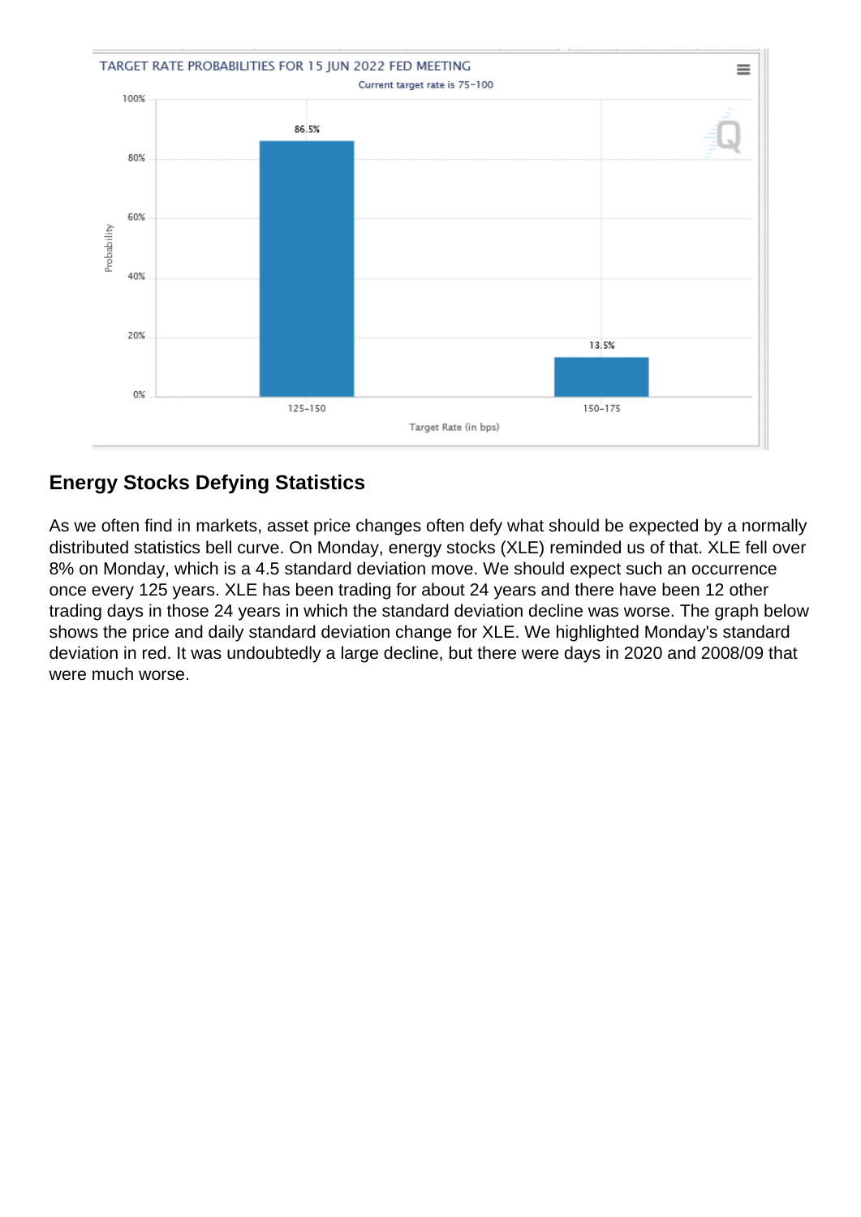## Energy Stocks Defying Statistics

As we often find in markets, asset price changes often defy what should be expected by a normally distributed statistics bell curve. On Monday, energy stocks (XLE) reminded us of that. XLE fell over 8% on Monday, which is a 4.5 standard deviation move. We should expect such an occurrence once every 125 years. XLE has been trading for about 24 years and there have been 12 other trading days in those 24 years in which the standard deviation decline was worse. The graph below shows the price and daily standard deviation change for XLE. We highlighted Monday's standard deviation in red. It was undoubtedly a large decline, but there were days in 2020 and 2008/09 that were much worse.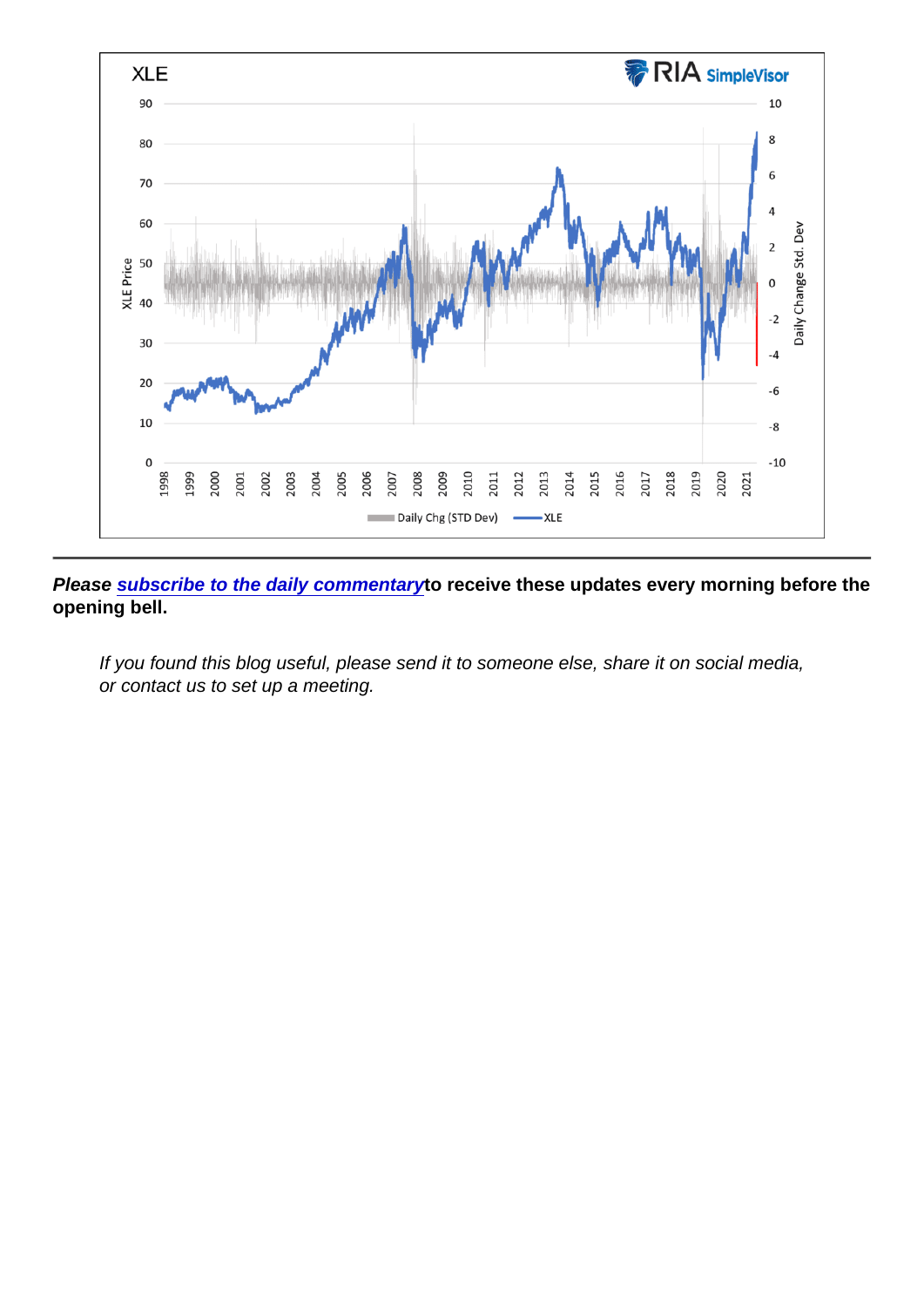XLE

RIA SimpleVisor

XLE Price

90
80
70
60
50
40
30
20
10
0

Daily Change Std. Dev

10
8
6
4
2
0
-2
-4
-6
-8
-10

1998 1999 2000 2001 2002 2003 2004 2005 2006 2007 2008 2009 2010 2011 2012 2013 2014 2015 2016 2017 2018 2019 2020 2021

Daily Chg (STD Dev) — XLE

---

***Please [subscribe to the daily commentary](#)*to receive these updates every morning before the opening bell.**

*If you found this blog useful, please send it to someone else, share it on social media, or contact us to set up a meeting.*